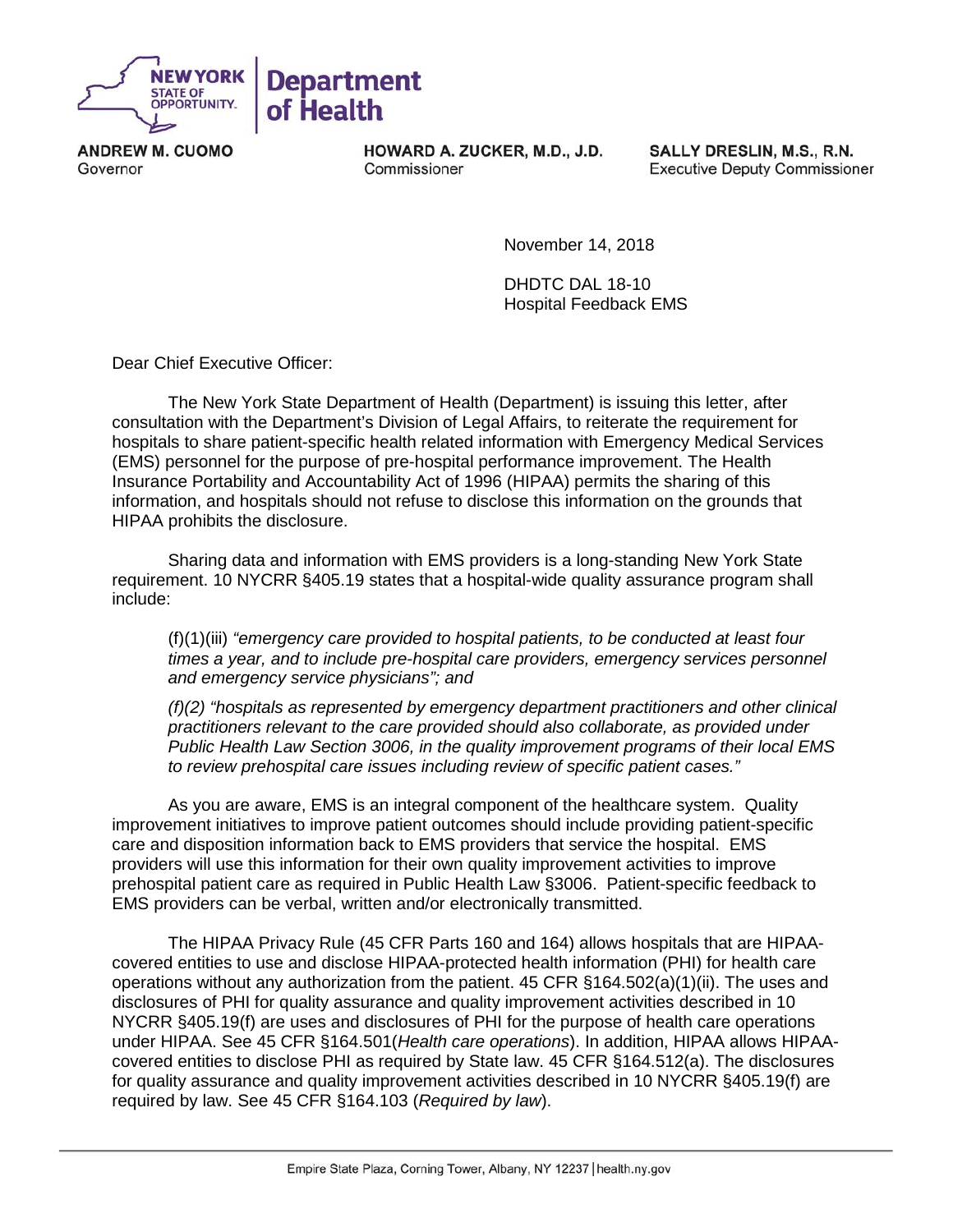**NEW YORK STATE OF OPPORTUNITY.** | **Department of Health**

**ANDREW M. CUOMO**
Governor

**HOWARD A. ZUCKER, M.D., J.D.**
Commissioner

**SALLY DRESLIN, M.S., R.N.**
Executive Deputy Commissioner

November 14, 2018

DHDTC DAL 18-10
Hospital Feedback EMS

Dear Chief Executive Officer:

The New York State Department of Health (Department) is issuing this letter, after consultation with the Department's Division of Legal Affairs, to reiterate the requirement for hospitals to share patient-specific health related information with Emergency Medical Services (EMS) personnel for the purpose of pre-hospital performance improvement. The Health Insurance Portability and Accountability Act of 1996 (HIPAA) permits the sharing of this information, and hospitals should not refuse to disclose this information on the grounds that HIPAA prohibits the disclosure.

Sharing data and information with EMS providers is a long-standing New York State requirement. 10 NYCRR §405.19 states that a hospital-wide quality assurance program shall include:

> (f)(1)(iii) *"emergency care provided to hospital patients, to be conducted at least four times a year, and to include pre-hospital care providers, emergency services personnel and emergency service physicians"; and*
>
> *(f)(2) "hospitals as represented by emergency department practitioners and other clinical practitioners relevant to the care provided should also collaborate, as provided under Public Health Law Section 3006, in the quality improvement programs of their local EMS to review prehospital care issues including review of specific patient cases."*

As you are aware, EMS is an integral component of the healthcare system. Quality improvement initiatives to improve patient outcomes should include providing patient-specific care and disposition information back to EMS providers that service the hospital. EMS providers will use this information for their own quality improvement activities to improve prehospital patient care as required in Public Health Law §3006. Patient-specific feedback to EMS providers can be verbal, written and/or electronically transmitted.

The HIPAA Privacy Rule (45 CFR Parts 160 and 164) allows hospitals that are HIPAA-covered entities to use and disclose HIPAA-protected health information (PHI) for health care operations without any authorization from the patient. 45 CFR §164.502(a)(1)(ii). The uses and disclosures of PHI for quality assurance and quality improvement activities described in 10 NYCRR §405.19(f) are uses and disclosures of PHI for the purpose of health care operations under HIPAA. See 45 CFR §164.501(*Health care operations*). In addition, HIPAA allows HIPAA-covered entities to disclose PHI as required by State law. 45 CFR §164.512(a). The disclosures for quality assurance and quality improvement activities described in 10 NYCRR §405.19(f) are required by law. See 45 CFR §164.103 (*Required by law*).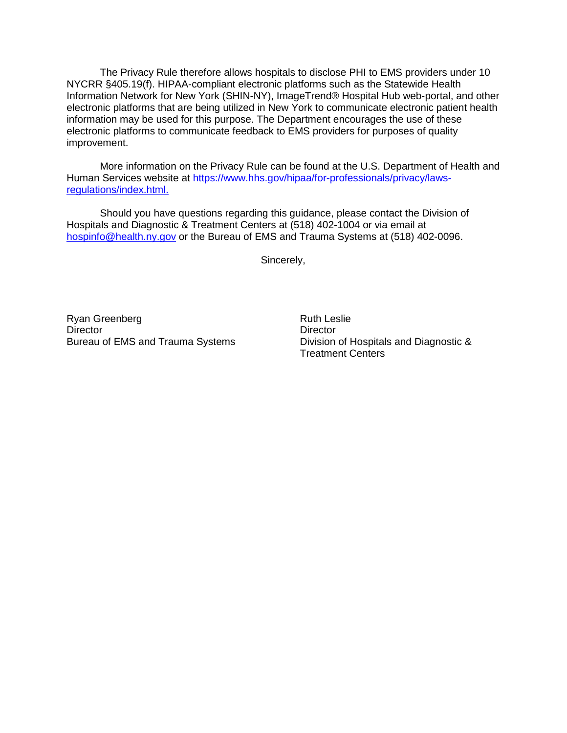The Privacy Rule therefore allows hospitals to disclose PHI to EMS providers under 10 NYCRR §405.19(f). HIPAA-compliant electronic platforms such as the Statewide Health Information Network for New York (SHIN-NY), ImageTrend® Hospital Hub web-portal, and other electronic platforms that are being utilized in New York to communicate electronic patient health information may be used for this purpose. The Department encourages the use of these electronic platforms to communicate feedback to EMS providers for purposes of quality improvement.

More information on the Privacy Rule can be found at the U.S. Department of Health and Human Services website at [https://www.hhs.gov/hipaa/for-professionals/privacy/laws-regulations/index.html.](https://www.hhs.gov/hipaa/for-professionals/privacy/laws-regulations/index.html)

Should you have questions regarding this guidance, please contact the Division of Hospitals and Diagnostic & Treatment Centers at (518) 402-1004 or via email at [hospinfo@health.ny.gov](mailto:hospinfo@health.ny.gov) or the Bureau of EMS and Trauma Systems at (518) 402-0096.

Sincerely,

Ryan Greenberg
Director
Bureau of EMS and Trauma Systems

Ruth Leslie
Director
Division of Hospitals and Diagnostic & Treatment Centers